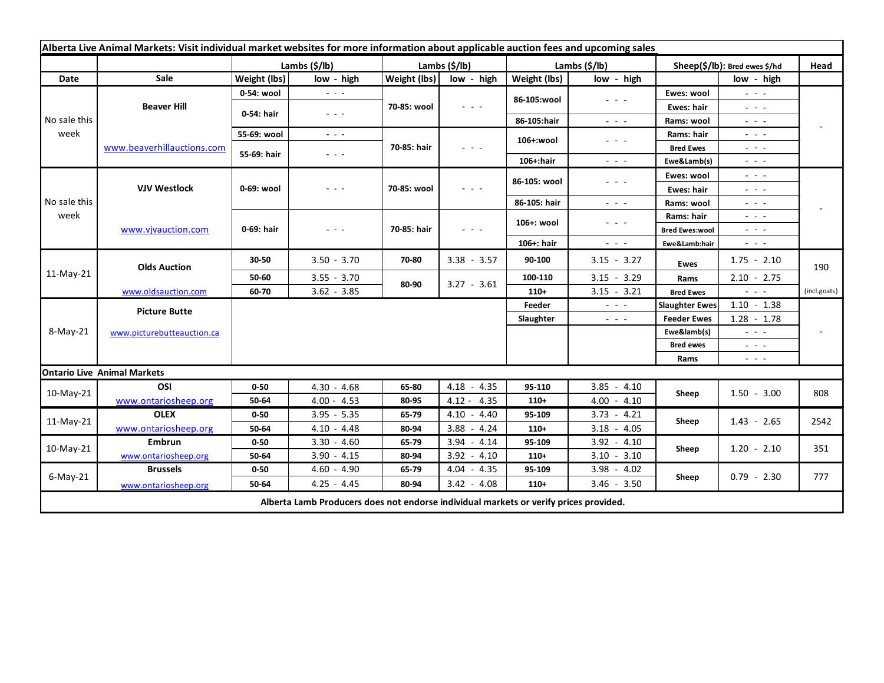**Alberta Live Animal Markets: Visit individual market websites for more information about applicable auction fees and upcoming sales**

| | | Lambs ($/lb) | | Lambs ($/lb) | | Lambs ($/lb) | | Sheep($/lb): Bred ewes $/hd | | Head |
|---|---|---|---|---|---|---|---|---|---|---|
| Date | Sale | Weight (lbs) | low - high | Weight (lbs) | low - high | Weight (lbs) | low - high | | low - high | |
| No sale this week | Beaver Hill | 0-54: wool | - - - | 70-85: wool | - - - | 86-105:wool | - - - | Ewes: wool | - - - | - |
| | | 0-54: hair | - - - | | | | | Ewes: hair | - - - | |
| | | | | | | 86-105:hair | - - - | Rams: wool | - - - | |
| | www.beaverhillauctions.com | 55-69: wool | - - - | 70-85: hair | - - - | 106+:wool | - - - | Rams: hair | - - - | |
| | | 55-69: hair | - - - | | | | | Bred Ewes | - - - | |
| | | | | | | 106+:hair | - - - | Ewe&Lamb(s) | - - - | |
| No sale this week | VJV Westlock | 0-69: wool | - - - | 70-85: wool | - - - | 86-105: wool | - - - | Ewes: wool | - - - | - |
| | | | | | | | | Ewes: hair | - - - | |
| | | | | | | 86-105: hair | - - - | Rams: wool | - - - | |
| | www.vjvauction.com | 0-69: hair | - - - | 70-85: hair | - - - | 106+: wool | - - - | Rams: hair | - - - | |
| | | | | | | | | Bred Ewes:wool | - - - | |
| | | | | | | 106+: hair | - - - | Ewe&Lamb:hair | - - - | |
| 11-May-21 | Olds Auction | 30-50 | 3.50 - 3.70 | 70-80 | 3.38 - 3.57 | 90-100 | 3.15 - 3.27 | Ewes | 1.75 - 2.10 | 190 |
| | | 50-60 | 3.55 - 3.70 | 80-90 | 3.27 - 3.61 | 100-110 | 3.15 - 3.29 | Rams | 2.10 - 2.75 | |
| | www.oldsauction.com | 60-70 | 3.62 - 3.85 | | | 110+ | 3.15 - 3.21 | Bred Ewes | - - - | (incl.goats) |
| 8-May-21 | Picture Butte | | | | | Feeder | - - - | Slaughter Ewes | 1.10 - 1.38 | - |
| | | | | | | Slaughter | - - - | Feeder Ewes | 1.28 - 1.78 | |
| | www.picturebutteauction.ca | | | | | | | Ewe&lamb(s) | - - - | |
| | | | | | | | | Bred ewes | - - - | |
| | | | | | | | | Rams | - - - | |
| **Ontario Live Animal Markets** | | | | | | | | | | |
| 10-May-21 | OSI | 0-50 | 4.30 - 4.68 | 65-80 | 4.18 - 4.35 | 95-110 | 3.85 - 4.10 | Sheep | 1.50 - 3.00 | 808 |
| | www.ontariosheep.org | 50-64 | 4.00 - 4.53 | 80-95 | 4.12 - 4.35 | 110+ | 4.00 - 4.10 | | | |
| 11-May-21 | OLEX | 0-50 | 3.95 - 5.35 | 65-79 | 4.10 - 4.40 | 95-109 | 3.73 - 4.21 | Sheep | 1.43 - 2.65 | 2542 |
| | www.ontariosheep.org | 50-64 | 4.10 - 4.48 | 80-94 | 3.88 - 4.24 | 110+ | 3.18 - 4.05 | | | |
| 10-May-21 | Embrun | 0-50 | 3.30 - 4.60 | 65-79 | 3.94 - 4.14 | 95-109 | 3.92 - 4.10 | Sheep | 1.20 - 2.10 | 351 |
| | www.ontariosheep.org | 50-64 | 3.90 - 4.15 | 80-94 | 3.92 - 4.10 | 110+ | 3.10 - 3.10 | | | |
| 6-May-21 | Brussels | 0-50 | 4.60 - 4.90 | 65-79 | 4.04 - 4.35 | 95-109 | 3.98 - 4.02 | Sheep | 0.79 - 2.30 | 777 |
| | www.ontariosheep.org | 50-64 | 4.25 - 4.45 | 80-94 | 3.42 - 4.08 | 110+ | 3.46 - 3.50 | | | |

**Alberta Lamb Producers does not endorse individual markets or verify prices provided.**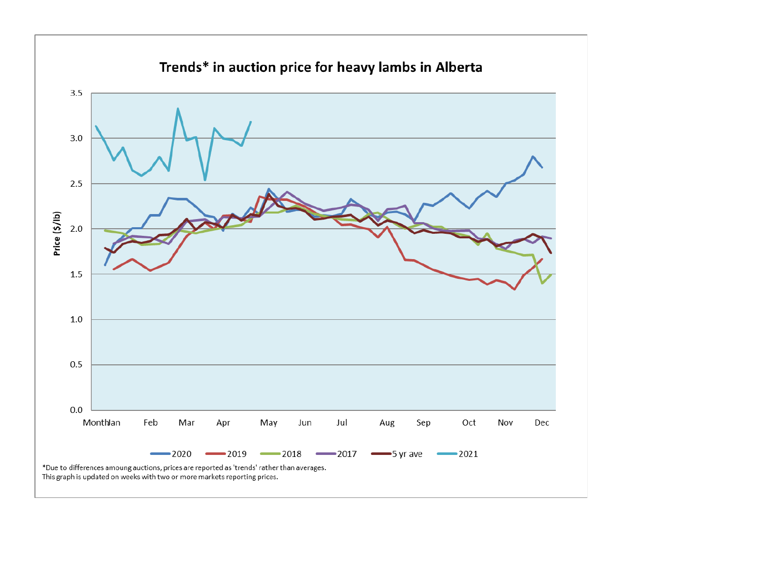## Trends* in auction price for heavy lambs in Alberta

Price ($/lb)

3.5
3.0
2.5
2.0
1.5
1.0
0.5
0.0

Month Jan Feb Mar Apr May Jun Jul Aug Sep Oct Nov Dec

2020 2019 2018 2017 5 yr ave 2021

*Due to differences amoung auctions, prices are reported as 'trends' rather than averages.
This graph is updated on weeks with two or more markets reporting prices.